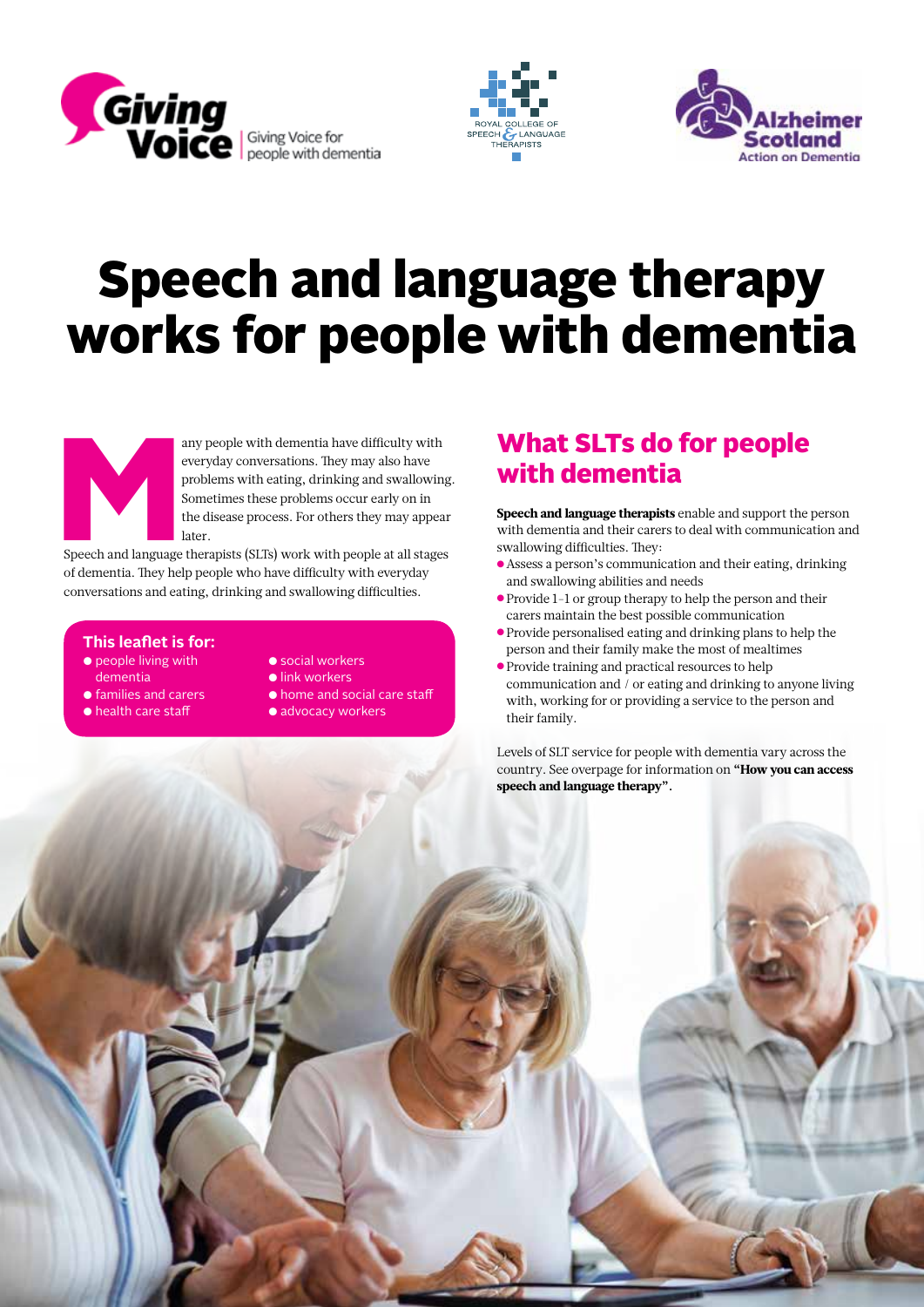Giving Voice — Giving Voice for people with dementia

Royal College of Speech & Language Therapists

Alzheimer Scotland — Action on Dementia

# Speech and language therapy works for people with dementia

Many people with dementia have difficulty with everyday conversations. They may also have problems with eating, drinking and swallowing. Sometimes these problems occur early on in the disease process. For others they may appear later.

Speech and language therapists (SLTs) work with people at all stages of dementia. They help people who have difficulty with everyday conversations and eating, drinking and swallowing difficulties.

### This leaflet is for:

- people living with dementia
- families and carers
- health care staff
- social workers
- link workers
- home and social care staff
- advocacy workers

## What SLTs do for people with dementia

**Speech and language therapists** enable and support the person with dementia and their carers to deal with communication and swallowing difficulties. They:

- Assess a person's communication and their eating, drinking and swallowing abilities and needs
- Provide 1-1 or group therapy to help the person and their carers maintain the best possible communication
- Provide personalised eating and drinking plans to help the person and their family make the most of mealtimes
- Provide training and practical resources to help communication and / or eating and drinking to anyone living with, working for or providing a service to the person and their family.

Levels of SLT service for people with dementia vary across the country. See overpage for information on **"How you can access speech and language therapy"**.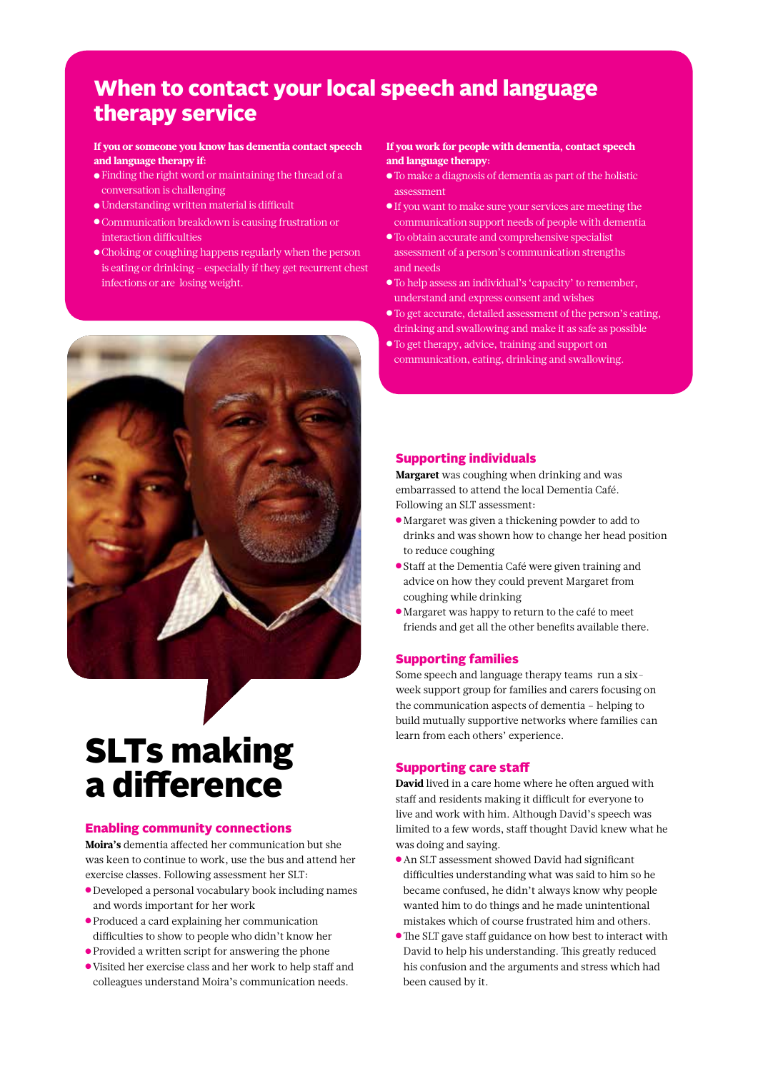# When to contact your local speech and language therapy service

**If you or someone you know has dementia contact speech and language therapy if:**

- Finding the right word or maintaining the thread of a conversation is challenging
- Understanding written material is difficult
- Communication breakdown is causing frustration or interaction difficulties
- Choking or coughing happens regularly when the person is eating or drinking – especially if they get recurrent chest infections or are losing weight.

**If you work for people with dementia, contact speech and language therapy:**

- To make a diagnosis of dementia as part of the holistic assessment
- If you want to make sure your services are meeting the communication support needs of people with dementia
- To obtain accurate and comprehensive specialist assessment of a person's communication strengths and needs
- To help assess an individual's 'capacity' to remember, understand and express consent and wishes
- To get accurate, detailed assessment of the person's eating, drinking and swallowing and make it as safe as possible
- To get therapy, advice, training and support on communication, eating, drinking and swallowing.

# SLTs making a difference

## Enabling community connections

**Moira's** dementia affected her communication but she was keen to continue to work, use the bus and attend her exercise classes. Following assessment her SLT:

- Developed a personal vocabulary book including names and words important for her work
- Produced a card explaining her communication difficulties to show to people who didn't know her
- Provided a written script for answering the phone
- Visited her exercise class and her work to help staff and colleagues understand Moira's communication needs.

## Supporting individuals

**Margaret** was coughing when drinking and was embarrassed to attend the local Dementia Café. Following an SLT assessment:

- Margaret was given a thickening powder to add to drinks and was shown how to change her head position to reduce coughing
- Staff at the Dementia Café were given training and advice on how they could prevent Margaret from coughing while drinking
- Margaret was happy to return to the café to meet friends and get all the other benefits available there.

## Supporting families

Some speech and language therapy teams run a six-week support group for families and carers focusing on the communication aspects of dementia – helping to build mutually supportive networks where families can learn from each others' experience.

## Supporting care staff

**David** lived in a care home where he often argued with staff and residents making it difficult for everyone to live and work with him. Although David's speech was limited to a few words, staff thought David knew what he was doing and saying.

- An SLT assessment showed David had significant difficulties understanding what was said to him so he became confused, he didn't always know why people wanted him to do things and he made unintentional mistakes which of course frustrated him and others.
- The SLT gave staff guidance on how best to interact with David to help his understanding. This greatly reduced his confusion and the arguments and stress which had been caused by it.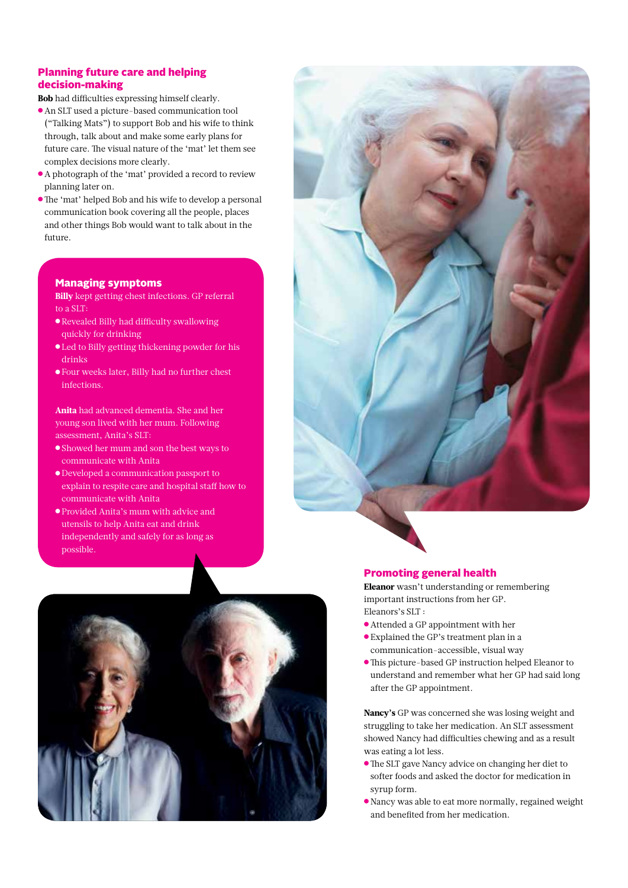## Planning future care and helping decision-making

**Bob** had difficulties expressing himself clearly.

- An SLT used a picture-based communication tool ("Talking Mats") to support Bob and his wife to think through, talk about and make some early plans for future care. The visual nature of the 'mat' let them see complex decisions more clearly.
- A photograph of the 'mat' provided a record to review planning later on.
- The 'mat' helped Bob and his wife to develop a personal communication book covering all the people, places and other things Bob would want to talk about in the future.

## Managing symptoms

**Billy** kept getting chest infections. GP referral to a SLT:

- Revealed Billy had difficulty swallowing quickly for drinking
- Led to Billy getting thickening powder for his drinks
- Four weeks later, Billy had no further chest infections.

**Anita** had advanced dementia. She and her young son lived with her mum. Following assessment, Anita's SLT:

- Showed her mum and son the best ways to communicate with Anita
- Developed a communication passport to explain to respite care and hospital staff how to communicate with Anita
- Provided Anita's mum with advice and utensils to help Anita eat and drink independently and safely for as long as possible.

## Promoting general health

**Eleanor** wasn't understanding or remembering important instructions from her GP.

Eleanors's SLT :

- Attended a GP appointment with her
- Explained the GP's treatment plan in a communication-accessible, visual way
- This picture-based GP instruction helped Eleanor to understand and remember what her GP had said long after the GP appointment.

**Nancy's** GP was concerned she was losing weight and struggling to take her medication. An SLT assessment showed Nancy had difficulties chewing and as a result was eating a lot less.

- The SLT gave Nancy advice on changing her diet to softer foods and asked the doctor for medication in syrup form.
- Nancy was able to eat more normally, regained weight and benefited from her medication.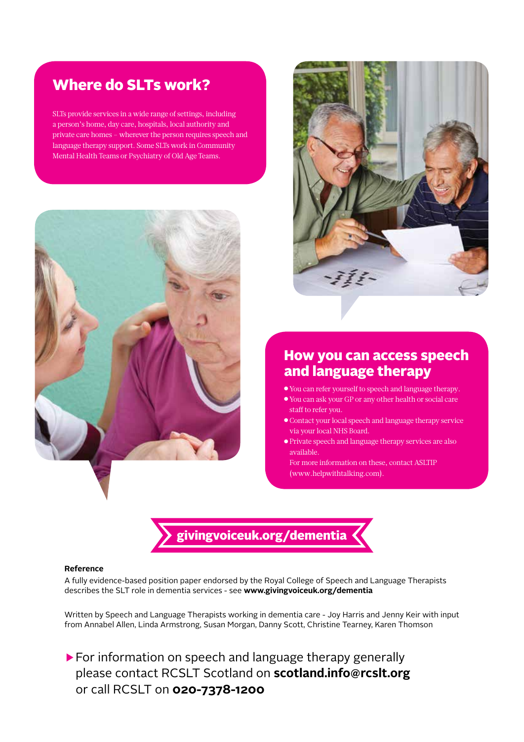## Where do SLTs work?

SLTs provide services in a wide range of settings, including a person's home, day care, hospitals, local authority and private care homes – wherever the person requires speech and language therapy support. Some SLTs work in Community Mental Health Teams or Psychiatry of Old Age Teams.

## How you can access speech and language therapy

- You can refer yourself to speech and language therapy.
- You can ask your GP or any other health or social care staff to refer you.
- Contact your local speech and language therapy service via your local NHS Board.
- Private speech and language therapy services are also available.
  For more information on these, contact ASLTIP (www.helpwithtalking.com).

**givingvoiceuk.org/dementia**

**Reference**

A fully evidence-based position paper endorsed by the Royal College of Speech and Language Therapists describes the SLT role in dementia services - see **www.givingvoiceuk.org/dementia**

Written by Speech and Language Therapists working in dementia care - Joy Harris and Jenny Keir with input from Annabel Allen, Linda Armstrong, Susan Morgan, Danny Scott, Christine Tearney, Karen Thomson

▶ For information on speech and language therapy generally please contact RCSLT Scotland on **scotland.info@rcslt.org** or call RCSLT on **020-7378-1200**